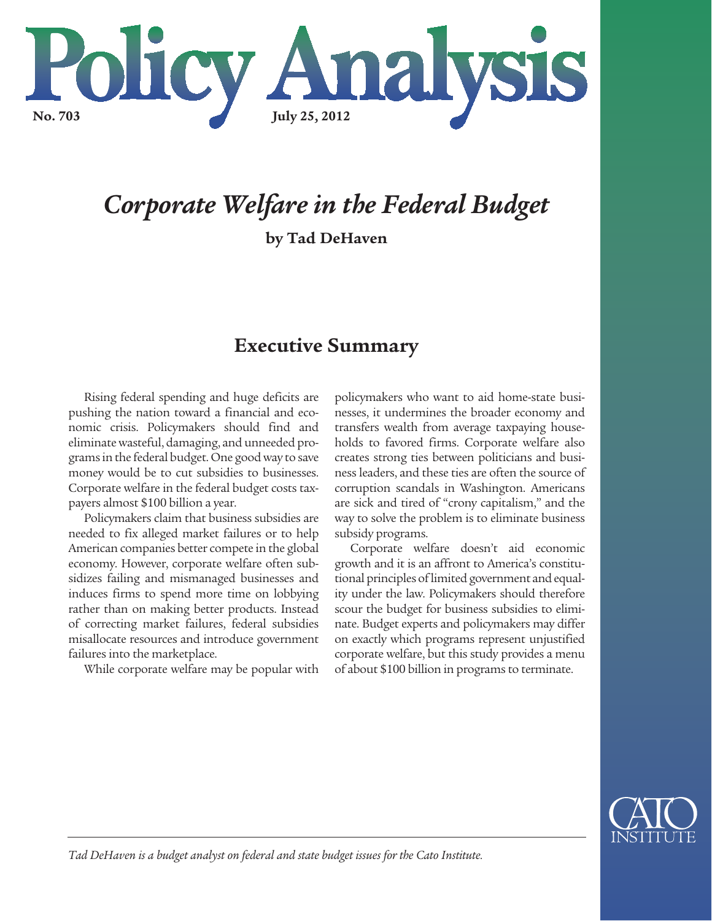# Policy Analysis

**No. 703** **July 25, 2012**

## *Corporate Welfare in the Federal Budget*

**by Tad DeHaven**

## Executive Summary

Rising federal spending and huge deficits are pushing the nation toward a financial and economic crisis. Policymakers should find and eliminate wasteful, damaging, and unneeded programs in the federal budget. One good way to save money would be to cut subsidies to businesses. Corporate welfare in the federal budget costs taxpayers almost $100 billion a year.

Policymakers claim that business subsidies are needed to fix alleged market failures or to help American companies better compete in the global economy. However, corporate welfare often subsidizes failing and mismanaged businesses and induces firms to spend more time on lobbying rather than on making better products. Instead of correcting market failures, federal subsidies misallocate resources and introduce government failures into the marketplace.

While corporate welfare may be popular with policymakers who want to aid home-state businesses, it undermines the broader economy and transfers wealth from average taxpaying households to favored firms. Corporate welfare also creates strong ties between politicians and business leaders, and these ties are often the source of corruption scandals in Washington. Americans are sick and tired of "crony capitalism," and the way to solve the problem is to eliminate business subsidy programs.

Corporate welfare doesn't aid economic growth and it is an affront to America's constitutional principles of limited government and equality under the law. Policymakers should therefore scour the budget for business subsidies to eliminate. Budget experts and policymakers may differ on exactly which programs represent unjustified corporate welfare, but this study provides a menu of about $100 billion in programs to terminate.

*Tad DeHaven is a budget analyst on federal and state budget issues for the Cato Institute.*

CATO INSTITUTE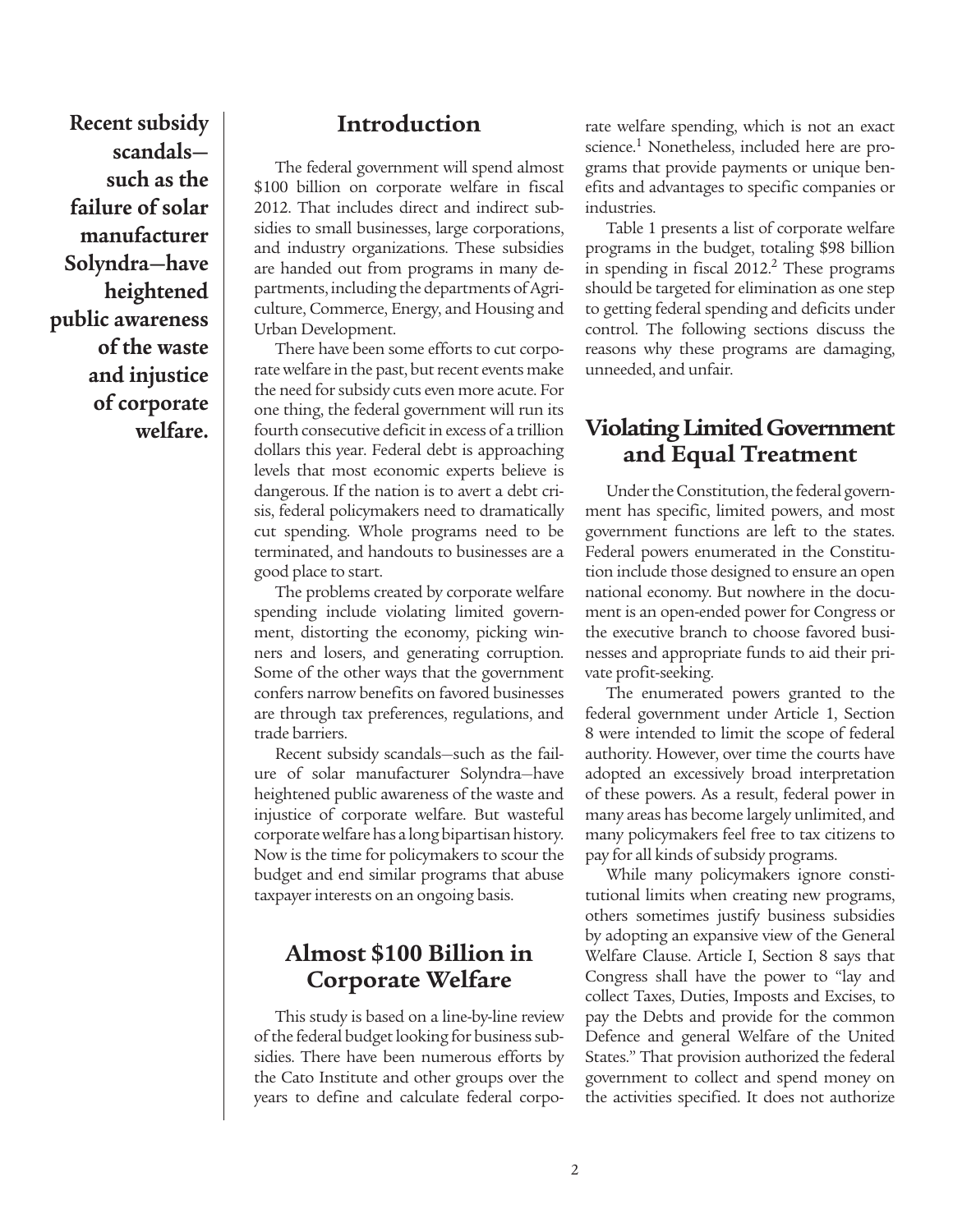**Recent subsidy scandals—such as the failure of solar manufacturer Solyndra—have heightened public awareness of the waste and injustice of corporate welfare.**

## Introduction

The federal government will spend almost $100 billion on corporate welfare in fiscal 2012. That includes direct and indirect subsidies to small businesses, large corporations, and industry organizations. These subsidies are handed out from programs in many departments, including the departments of Agriculture, Commerce, Energy, and Housing and Urban Development.

There have been some efforts to cut corporate welfare in the past, but recent events make the need for subsidy cuts even more acute. For one thing, the federal government will run its fourth consecutive deficit in excess of a trillion dollars this year. Federal debt is approaching levels that most economic experts believe is dangerous. If the nation is to avert a debt crisis, federal policymakers need to dramatically cut spending. Whole programs need to be terminated, and handouts to businesses are a good place to start.

The problems created by corporate welfare spending include violating limited government, distorting the economy, picking winners and losers, and generating corruption. Some of the other ways that the government confers narrow benefits on favored businesses are through tax preferences, regulations, and trade barriers.

Recent subsidy scandals—such as the failure of solar manufacturer Solyndra—have heightened public awareness of the waste and injustice of corporate welfare. But wasteful corporate welfare has a long bipartisan history. Now is the time for policymakers to scour the budget and end similar programs that abuse taxpayer interests on an ongoing basis.

## Almost $100 Billion in Corporate Welfare

This study is based on a line-by-line review of the federal budget looking for business subsidies. There have been numerous efforts by the Cato Institute and other groups over the years to define and calculate federal corporate welfare spending, which is not an exact science.[1] Nonetheless, included here are programs that provide payments or unique benefits and advantages to specific companies or industries.

Table 1 presents a list of corporate welfare programs in the budget, totaling $98 billion in spending in fiscal 2012.[2] These programs should be targeted for elimination as one step to getting federal spending and deficits under control. The following sections discuss the reasons why these programs are damaging, unneeded, and unfair.

## Violating Limited Government and Equal Treatment

Under the Constitution, the federal government has specific, limited powers, and most government functions are left to the states. Federal powers enumerated in the Constitution include those designed to ensure an open national economy. But nowhere in the document is an open-ended power for Congress or the executive branch to choose favored businesses and appropriate funds to aid their private profit-seeking.

The enumerated powers granted to the federal government under Article 1, Section 8 were intended to limit the scope of federal authority. However, over time the courts have adopted an excessively broad interpretation of these powers. As a result, federal power in many areas has become largely unlimited, and many policymakers feel free to tax citizens to pay for all kinds of subsidy programs.

While many policymakers ignore constitutional limits when creating new programs, others sometimes justify business subsidies by adopting an expansive view of the General Welfare Clause. Article I, Section 8 says that Congress shall have the power to "lay and collect Taxes, Duties, Imposts and Excises, to pay the Debts and provide for the common Defence and general Welfare of the United States." That provision authorized the federal government to collect and spend money on the activities specified. It does not authorize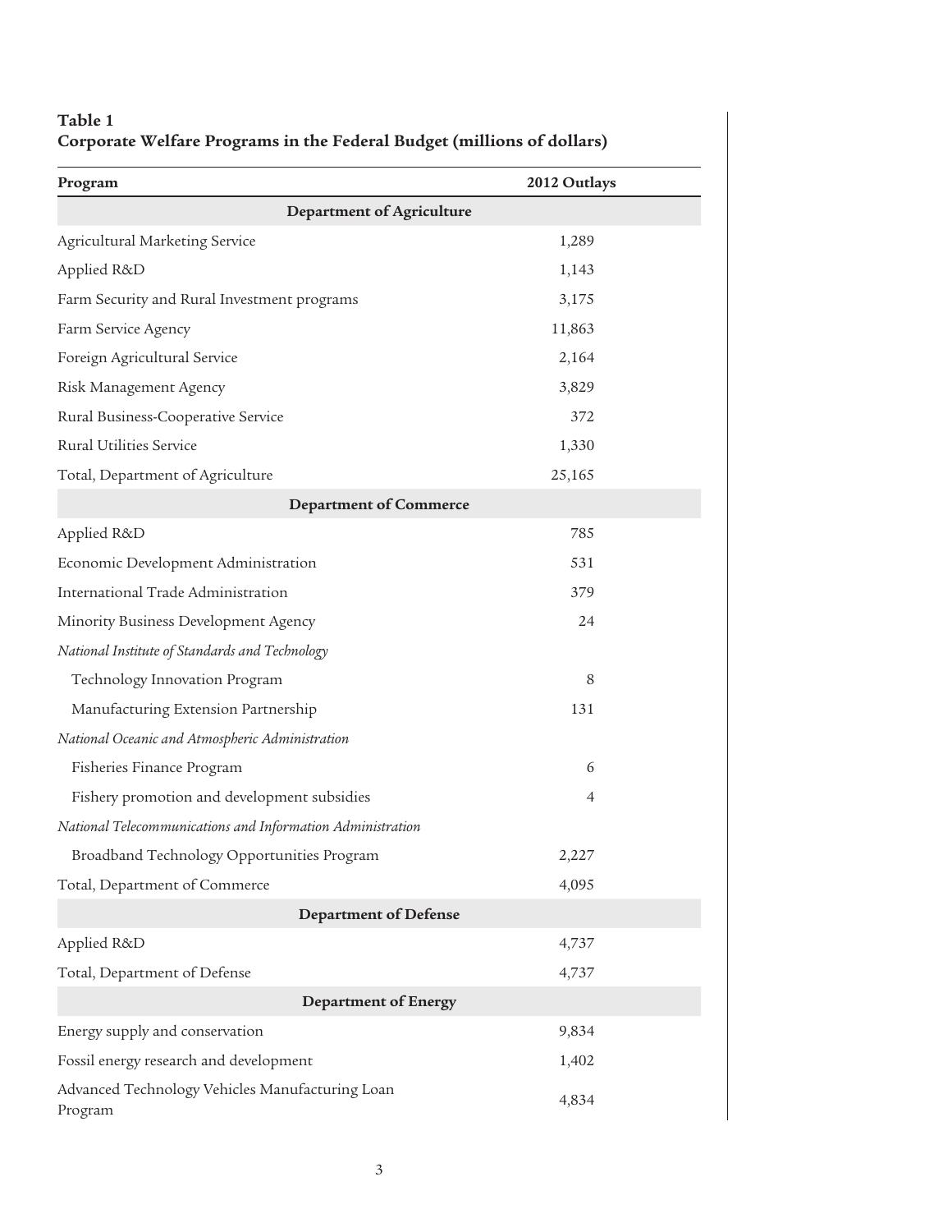**Table 1**
**Corporate Welfare Programs in the Federal Budget (millions of dollars)**

| Program | 2012 Outlays |
|---|---|
| **Department of Agriculture** | |
| Agricultural Marketing Service | 1,289 |
| Applied R&D | 1,143 |
| Farm Security and Rural Investment programs | 3,175 |
| Farm Service Agency | 11,863 |
| Foreign Agricultural Service | 2,164 |
| Risk Management Agency | 3,829 |
| Rural Business-Cooperative Service | 372 |
| Rural Utilities Service | 1,330 |
| Total, Department of Agriculture | 25,165 |
| **Department of Commerce** | |
| Applied R&D | 785 |
| Economic Development Administration | 531 |
| International Trade Administration | 379 |
| Minority Business Development Agency | 24 |
| *National Institute of Standards and Technology* | |
| Technology Innovation Program | 8 |
| Manufacturing Extension Partnership | 131 |
| *National Oceanic and Atmospheric Administration* | |
| Fisheries Finance Program | 6 |
| Fishery promotion and development subsidies | 4 |
| *National Telecommunications and Information Administration* | |
| Broadband Technology Opportunities Program | 2,227 |
| Total, Department of Commerce | 4,095 |
| **Department of Defense** | |
| Applied R&D | 4,737 |
| Total, Department of Defense | 4,737 |
| **Department of Energy** | |
| Energy supply and conservation | 9,834 |
| Fossil energy research and development | 1,402 |
| Advanced Technology Vehicles Manufacturing Loan Program | 4,834 |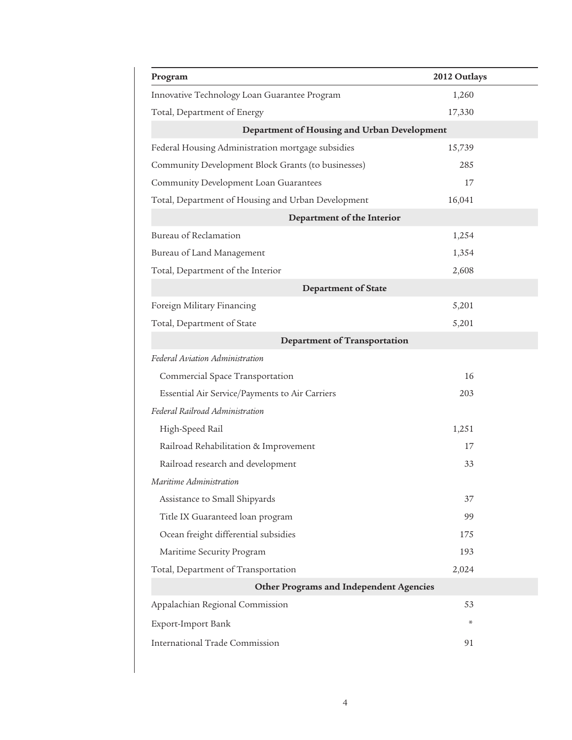| Program | 2012 Outlays |
|---|---|
| Innovative Technology Loan Guarantee Program | 1,260 |
| Total, Department of Energy | 17,330 |
| **Department of Housing and Urban Development** | |
| Federal Housing Administration mortgage subsidies | 15,739 |
| Community Development Block Grants (to businesses) | 285 |
| Community Development Loan Guarantees | 17 |
| Total, Department of Housing and Urban Development | 16,041 |
| **Department of the Interior** | |
| Bureau of Reclamation | 1,254 |
| Bureau of Land Management | 1,354 |
| Total, Department of the Interior | 2,608 |
| **Department of State** | |
| Foreign Military Financing | 5,201 |
| Total, Department of State | 5,201 |
| **Department of Transportation** | |
| *Federal Aviation Administration* | |
| Commercial Space Transportation | 16 |
| Essential Air Service/Payments to Air Carriers | 203 |
| *Federal Railroad Administration* | |
| High-Speed Rail | 1,251 |
| Railroad Rehabilitation & Improvement | 17 |
| Railroad research and development | 33 |
| *Maritime Administration* | |
| Assistance to Small Shipyards | 37 |
| Title IX Guaranteed loan program | 99 |
| Ocean freight differential subsidies | 175 |
| Maritime Security Program | 193 |
| Total, Department of Transportation | 2,024 |
| **Other Programs and Independent Agencies** | |
| Appalachian Regional Commission | 53 |
| Export-Import Bank | * |
| International Trade Commission | 91 |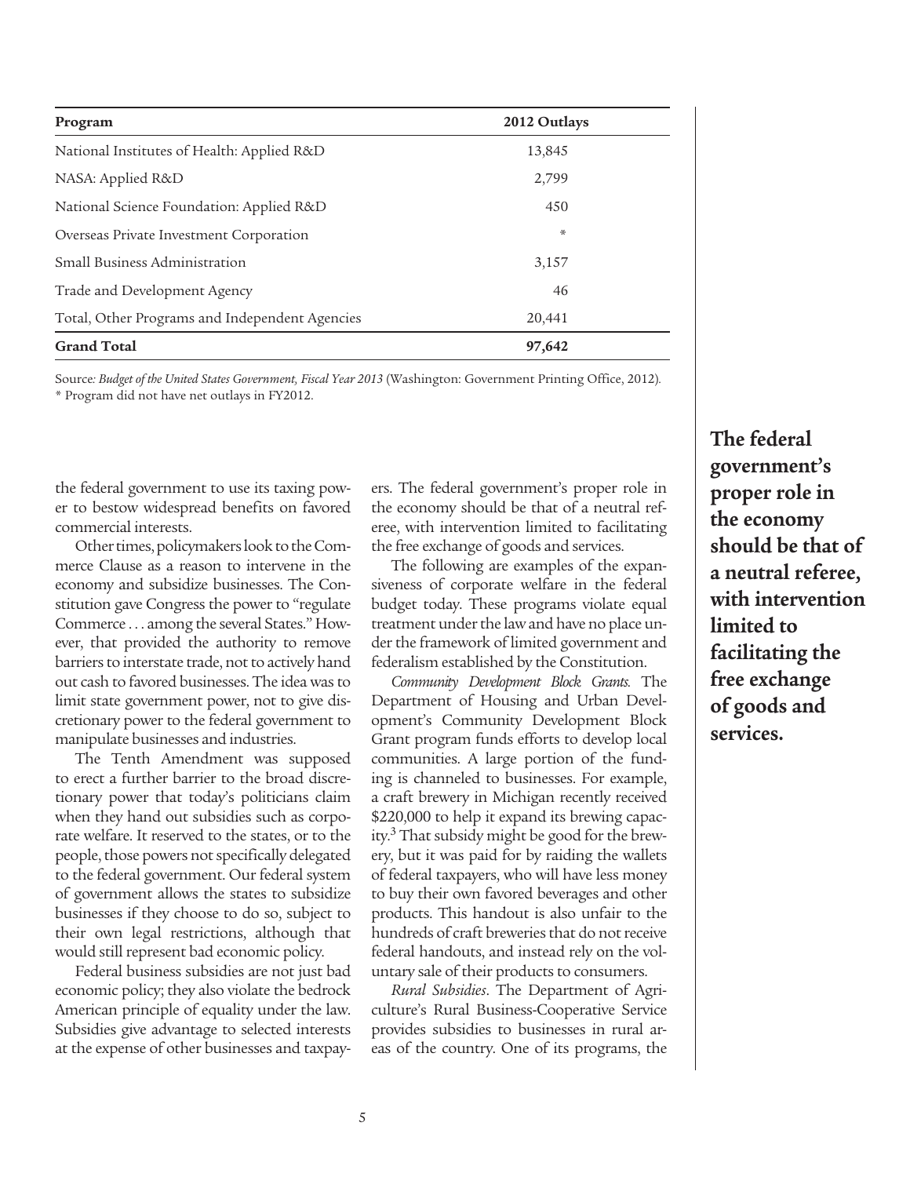| Program | 2012 Outlays |
|---|---|
| National Institutes of Health: Applied R&D | 13,845 |
| NASA: Applied R&D | 2,799 |
| National Science Foundation: Applied R&D | 450 |
| Overseas Private Investment Corporation | * |
| Small Business Administration | 3,157 |
| Trade and Development Agency | 46 |
| Total, Other Programs and Independent Agencies | 20,441 |
| **Grand Total** | **97,642** |

Source*: Budget of the United States Government, Fiscal Year 2013* (Washington: Government Printing Office, 2012).
* Program did not have net outlays in FY2012.

the federal government to use its taxing power to bestow widespread benefits on favored commercial interests.

Other times, policymakers look to the Commerce Clause as a reason to intervene in the economy and subsidize businesses. The Constitution gave Congress the power to "regulate Commerce . . . among the several States." However, that provided the authority to remove barriers to interstate trade, not to actively hand out cash to favored businesses. The idea was to limit state government power, not to give discretionary power to the federal government to manipulate businesses and industries.

The Tenth Amendment was supposed to erect a further barrier to the broad discretionary power that today's politicians claim when they hand out subsidies such as corporate welfare. It reserved to the states, or to the people, those powers not specifically delegated to the federal government. Our federal system of government allows the states to subsidize businesses if they choose to do so, subject to their own legal restrictions, although that would still represent bad economic policy.

Federal business subsidies are not just bad economic policy; they also violate the bedrock American principle of equality under the law. Subsidies give advantage to selected interests at the expense of other businesses and taxpayers. The federal government's proper role in the economy should be that of a neutral referee, with intervention limited to facilitating the free exchange of goods and services.

The following are examples of the expansiveness of corporate welfare in the federal budget today. These programs violate equal treatment under the law and have no place under the framework of limited government and federalism established by the Constitution.

*Community Development Block Grants.* The Department of Housing and Urban Development's Community Development Block Grant program funds efforts to develop local communities. A large portion of the funding is channeled to businesses. For example, a craft brewery in Michigan recently received $220,000 to help it expand its brewing capacity.[3] That subsidy might be good for the brewery, but it was paid for by raiding the wallets of federal taxpayers, who will have less money to buy their own favored beverages and other products. This handout is also unfair to the hundreds of craft breweries that do not receive federal handouts, and instead rely on the voluntary sale of their products to consumers.

*Rural Subsidies*. The Department of Agriculture's Rural Business-Cooperative Service provides subsidies to businesses in rural areas of the country. One of its programs, the

**The federal government's proper role in the economy should be that of a neutral referee, with intervention limited to facilitating the free exchange of goods and services.**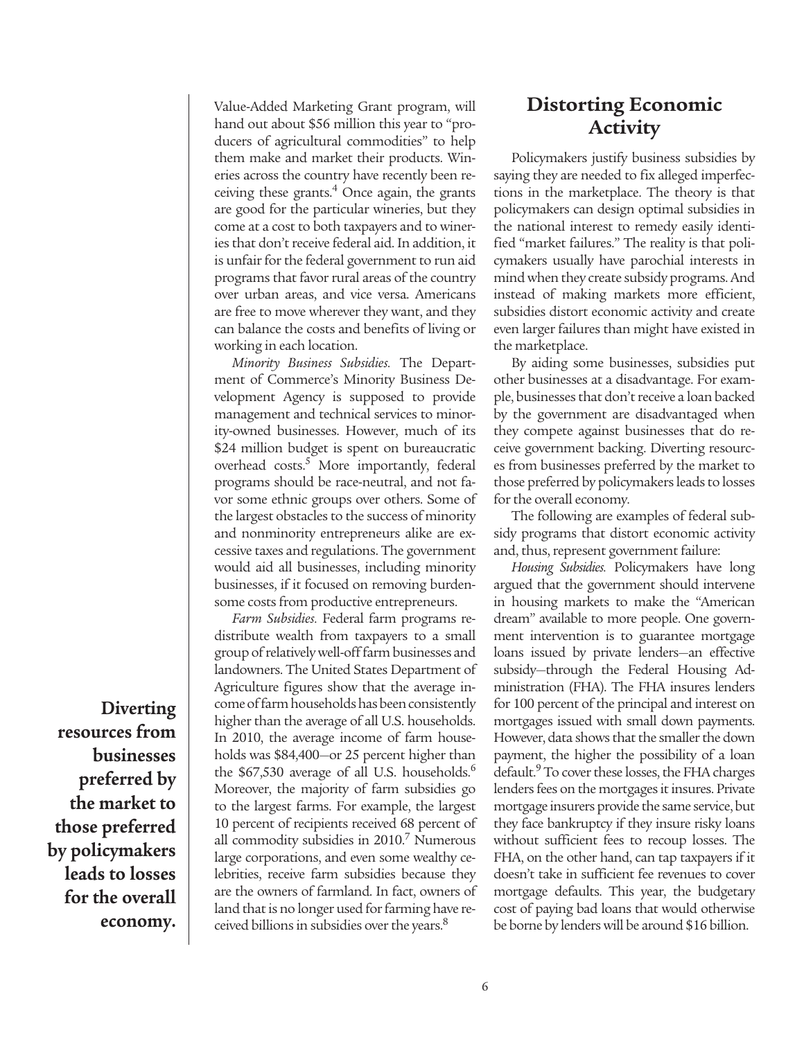Value-Added Marketing Grant program, will hand out about $56 million this year to "producers of agricultural commodities" to help them make and market their products. Wineries across the country have recently been receiving these grants.[4] Once again, the grants are good for the particular wineries, but they come at a cost to both taxpayers and to wineries that don't receive federal aid. In addition, it is unfair for the federal government to run aid programs that favor rural areas of the country over urban areas, and vice versa. Americans are free to move wherever they want, and they can balance the costs and benefits of living or working in each location.

*Minority Business Subsidies.* The Department of Commerce's Minority Business Development Agency is supposed to provide management and technical services to minority-owned businesses. However, much of its $24 million budget is spent on bureaucratic overhead costs.[5] More importantly, federal programs should be race-neutral, and not favor some ethnic groups over others. Some of the largest obstacles to the success of minority and nonminority entrepreneurs alike are excessive taxes and regulations. The government would aid all businesses, including minority businesses, if it focused on removing burdensome costs from productive entrepreneurs.

*Farm Subsidies.* Federal farm programs redistribute wealth from taxpayers to a small group of relatively well-off farm businesses and landowners. The United States Department of Agriculture figures show that the average income of farm households has been consistently higher than the average of all U.S. households. In 2010, the average income of farm households was $84,400—or 25 percent higher than the $67,530 average of all U.S. households.[6] Moreover, the majority of farm subsidies go to the largest farms. For example, the largest 10 percent of recipients received 68 percent of all commodity subsidies in 2010.[7] Numerous large corporations, and even some wealthy celebrities, receive farm subsidies because they are the owners of farmland. In fact, owners of land that is no longer used for farming have received billions in subsidies over the years.[8]

## Distorting Economic Activity

Policymakers justify business subsidies by saying they are needed to fix alleged imperfections in the marketplace. The theory is that policymakers can design optimal subsidies in the national interest to remedy easily identified "market failures." The reality is that policymakers usually have parochial interests in mind when they create subsidy programs. And instead of making markets more efficient, subsidies distort economic activity and create even larger failures than might have existed in the marketplace.

By aiding some businesses, subsidies put other businesses at a disadvantage. For example, businesses that don't receive a loan backed by the government are disadvantaged when they compete against businesses that do receive government backing. Diverting resources from businesses preferred by the market to those preferred by policymakers leads to losses for the overall economy.

**Diverting resources from businesses preferred by the market to those preferred by policymakers leads to losses for the overall economy.**

The following are examples of federal subsidy programs that distort economic activity and, thus, represent government failure:

*Housing Subsidies.* Policymakers have long argued that the government should intervene in housing markets to make the "American dream" available to more people. One government intervention is to guarantee mortgage loans issued by private lenders—an effective subsidy—through the Federal Housing Administration (FHA). The FHA insures lenders for 100 percent of the principal and interest on mortgages issued with small down payments. However, data shows that the smaller the down payment, the higher the possibility of a loan default.[9] To cover these losses, the FHA charges lenders fees on the mortgages it insures. Private mortgage insurers provide the same service, but they face bankruptcy if they insure risky loans without sufficient fees to recoup losses. The FHA, on the other hand, can tap taxpayers if it doesn't take in sufficient fee revenues to cover mortgage defaults. This year, the budgetary cost of paying bad loans that would otherwise be borne by lenders will be around $16 billion.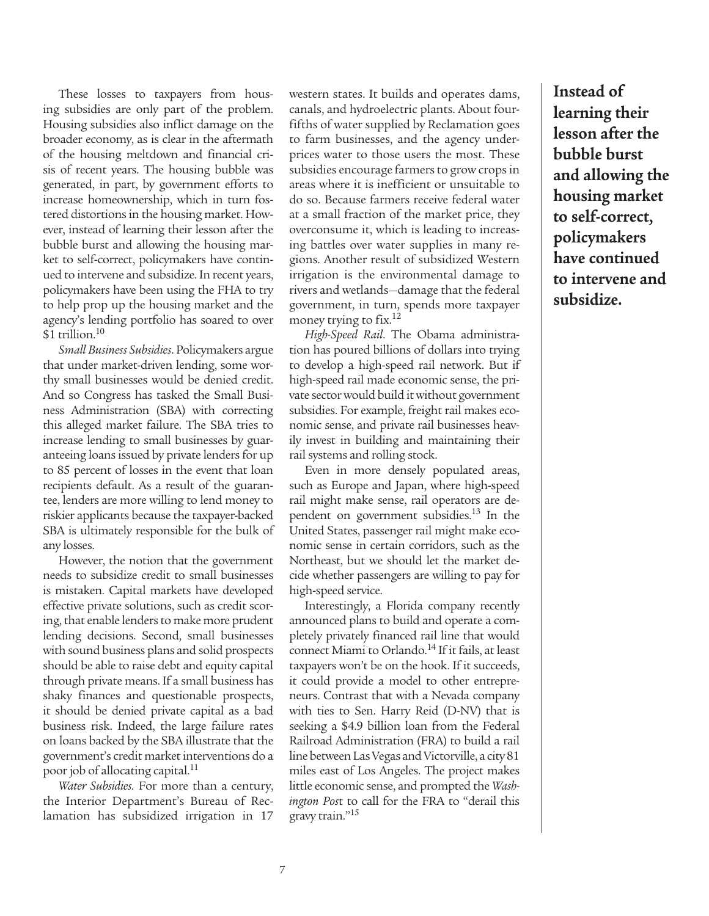These losses to taxpayers from housing subsidies are only part of the problem. Housing subsidies also inflict damage on the broader economy, as is clear in the aftermath of the housing meltdown and financial crisis of recent years. The housing bubble was generated, in part, by government efforts to increase homeownership, which in turn fostered distortions in the housing market. However, instead of learning their lesson after the bubble burst and allowing the housing market to self-correct, policymakers have continued to intervene and subsidize. In recent years, policymakers have been using the FHA to try to help prop up the housing market and the agency's lending portfolio has soared to over $1 trillion.[10]

*Small Business Subsidies*. Policymakers argue that under market-driven lending, some worthy small businesses would be denied credit. And so Congress has tasked the Small Business Administration (SBA) with correcting this alleged market failure. The SBA tries to increase lending to small businesses by guaranteeing loans issued by private lenders for up to 85 percent of losses in the event that loan recipients default. As a result of the guarantee, lenders are more willing to lend money to riskier applicants because the taxpayer-backed SBA is ultimately responsible for the bulk of any losses.

However, the notion that the government needs to subsidize credit to small businesses is mistaken. Capital markets have developed effective private solutions, such as credit scoring, that enable lenders to make more prudent lending decisions. Second, small businesses with sound business plans and solid prospects should be able to raise debt and equity capital through private means. If a small business has shaky finances and questionable prospects, it should be denied private capital as a bad business risk. Indeed, the large failure rates on loans backed by the SBA illustrate that the government's credit market interventions do a poor job of allocating capital.[11]

*Water Subsidies.* For more than a century, the Interior Department's Bureau of Reclamation has subsidized irrigation in 17 western states. It builds and operates dams, canals, and hydroelectric plants. About four-fifths of water supplied by Reclamation goes to farm businesses, and the agency underprices water to those users the most. These subsidies encourage farmers to grow crops in areas where it is inefficient or unsuitable to do so. Because farmers receive federal water at a small fraction of the market price, they overconsume it, which is leading to increasing battles over water supplies in many regions. Another result of subsidized Western irrigation is the environmental damage to rivers and wetlands—damage that the federal government, in turn, spends more taxpayer money trying to fix.[12]

*High-Speed Rail*. The Obama administration has poured billions of dollars into trying to develop a high-speed rail network. But if high-speed rail made economic sense, the private sector would build it without government subsidies. For example, freight rail makes economic sense, and private rail businesses heavily invest in building and maintaining their rail systems and rolling stock.

Even in more densely populated areas, such as Europe and Japan, where high-speed rail might make sense, rail operators are dependent on government subsidies.[13] In the United States, passenger rail might make economic sense in certain corridors, such as the Northeast, but we should let the market decide whether passengers are willing to pay for high-speed service.

Interestingly, a Florida company recently announced plans to build and operate a completely privately financed rail line that would connect Miami to Orlando.[14] If it fails, at least taxpayers won't be on the hook. If it succeeds, it could provide a model to other entrepreneurs. Contrast that with a Nevada company with ties to Sen. Harry Reid (D-NV) that is seeking a $4.9 billion loan from the Federal Railroad Administration (FRA) to build a rail line between Las Vegas and Victorville, a city 81 miles east of Los Angeles. The project makes little economic sense, and prompted the *Washington Post* to call for the FRA to "derail this gravy train."[15]

**Instead of learning their lesson after the bubble burst and allowing the housing market to self-correct, policymakers have continued to intervene and subsidize.**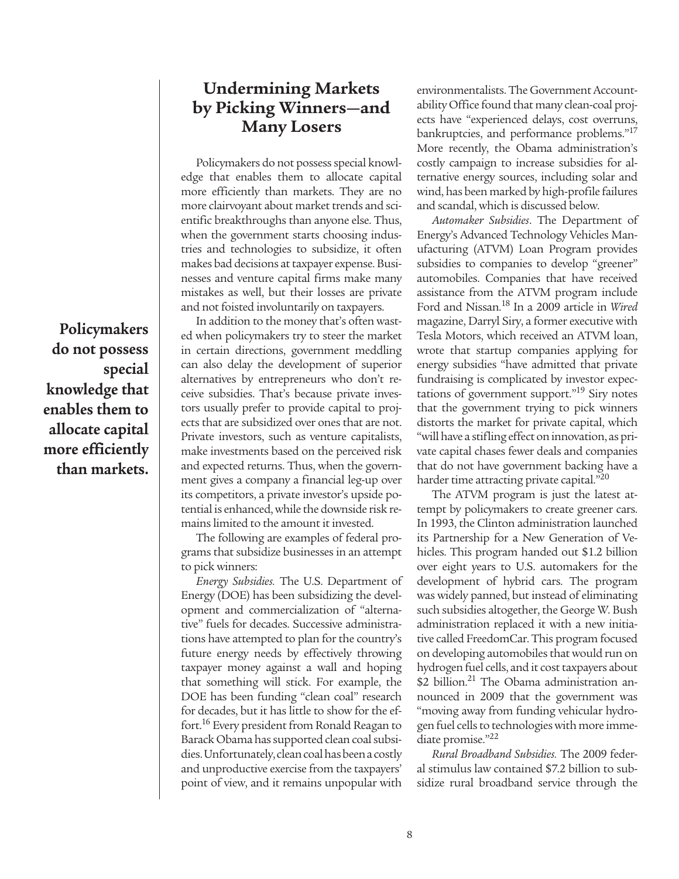## Undermining Markets by Picking Winners—and Many Losers

Policymakers do not possess special knowledge that enables them to allocate capital more efficiently than markets. They are no more clairvoyant about market trends and scientific breakthroughs than anyone else. Thus, when the government starts choosing industries and technologies to subsidize, it often makes bad decisions at taxpayer expense. Businesses and venture capital firms make many mistakes as well, but their losses are private and not foisted involuntarily on taxpayers.

**Policymakers do not possess special knowledge that enables them to allocate capital more efficiently than markets.**

In addition to the money that's often wasted when policymakers try to steer the market in certain directions, government meddling can also delay the development of superior alternatives by entrepreneurs who don't receive subsidies. That's because private investors usually prefer to provide capital to projects that are subsidized over ones that are not. Private investors, such as venture capitalists, make investments based on the perceived risk and expected returns. Thus, when the government gives a company a financial leg-up over its competitors, a private investor's upside potential is enhanced, while the downside risk remains limited to the amount it invested.

The following are examples of federal programs that subsidize businesses in an attempt to pick winners:

*Energy Subsidies.* The U.S. Department of Energy (DOE) has been subsidizing the development and commercialization of "alternative" fuels for decades. Successive administrations have attempted to plan for the country's future energy needs by effectively throwing taxpayer money against a wall and hoping that something will stick. For example, the DOE has been funding "clean coal" research for decades, but it has little to show for the effort.[16] Every president from Ronald Reagan to Barack Obama has supported clean coal subsidies. Unfortunately, clean coal has been a costly and unproductive exercise from the taxpayers' point of view, and it remains unpopular with environmentalists. The Government Accountability Office found that many clean-coal projects have "experienced delays, cost overruns, bankruptcies, and performance problems."[17] More recently, the Obama administration's costly campaign to increase subsidies for alternative energy sources, including solar and wind, has been marked by high-profile failures and scandal, which is discussed below.

*Automaker Subsidies*. The Department of Energy's Advanced Technology Vehicles Manufacturing (ATVM) Loan Program provides subsidies to companies to develop "greener" automobiles. Companies that have received assistance from the ATVM program include Ford and Nissan.[18] In a 2009 article in *Wired* magazine, Darryl Siry, a former executive with Tesla Motors, which received an ATVM loan, wrote that startup companies applying for energy subsidies "have admitted that private fundraising is complicated by investor expectations of government support."[19] Siry notes that the government trying to pick winners distorts the market for private capital, which "will have a stifling effect on innovation, as private capital chases fewer deals and companies that do not have government backing have a harder time attracting private capital."[20]

The ATVM program is just the latest attempt by policymakers to create greener cars. In 1993, the Clinton administration launched its Partnership for a New Generation of Vehicles. This program handed out $1.2 billion over eight years to U.S. automakers for the development of hybrid cars. The program was widely panned, but instead of eliminating such subsidies altogether, the George W. Bush administration replaced it with a new initiative called FreedomCar. This program focused on developing automobiles that would run on hydrogen fuel cells, and it cost taxpayers about $2 billion.[21] The Obama administration announced in 2009 that the government was "moving away from funding vehicular hydrogen fuel cells to technologies with more immediate promise."[22]

*Rural Broadband Subsidies.* The 2009 federal stimulus law contained $7.2 billion to subsidize rural broadband service through the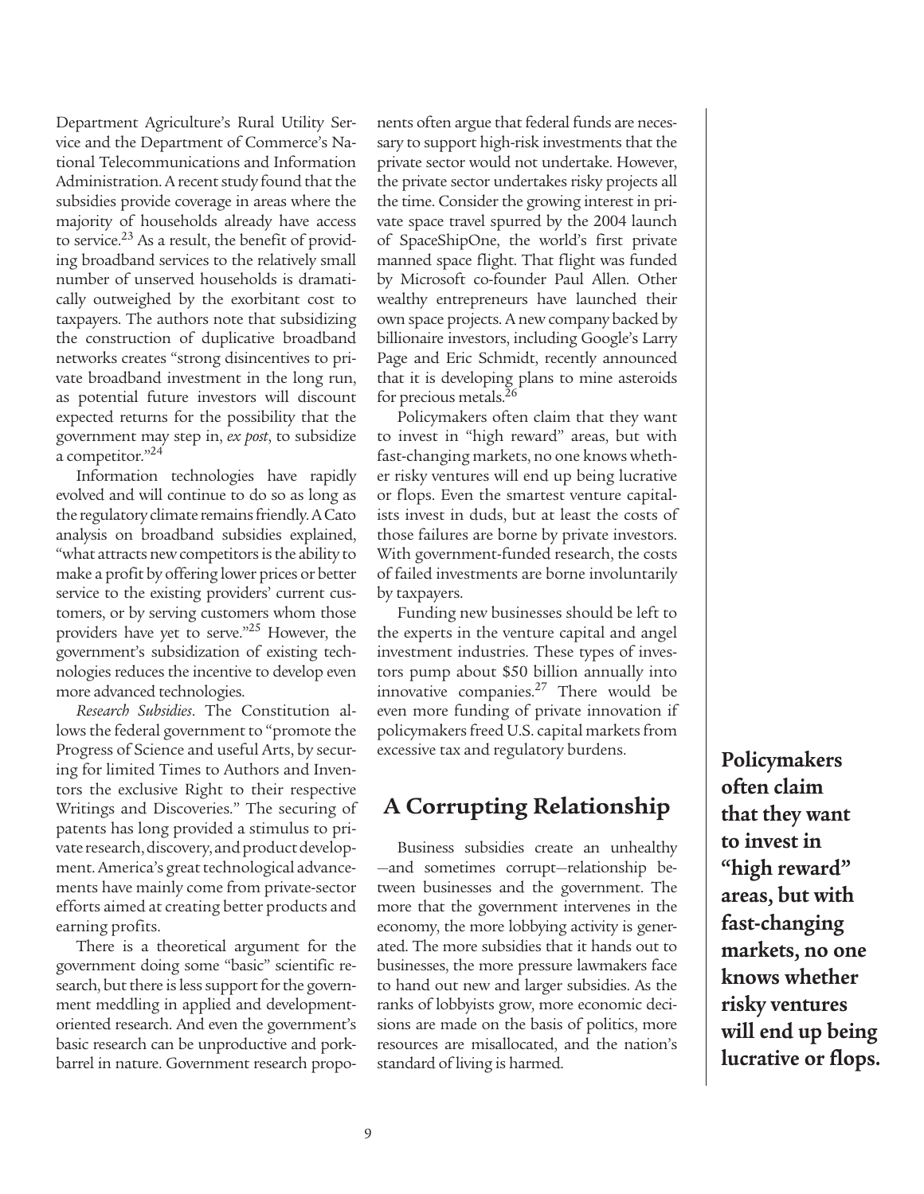Department Agriculture's Rural Utility Service and the Department of Commerce's National Telecommunications and Information Administration. A recent study found that the subsidies provide coverage in areas where the majority of households already have access to service.[23] As a result, the benefit of providing broadband services to the relatively small number of unserved households is dramatically outweighed by the exorbitant cost to taxpayers. The authors note that subsidizing the construction of duplicative broadband networks creates "strong disincentives to private broadband investment in the long run, as potential future investors will discount expected returns for the possibility that the government may step in, *ex post*, to subsidize a competitor."[24]

Information technologies have rapidly evolved and will continue to do so as long as the regulatory climate remains friendly. A Cato analysis on broadband subsidies explained, "what attracts new competitors is the ability to make a profit by offering lower prices or better service to the existing providers' current customers, or by serving customers whom those providers have yet to serve."[25] However, the government's subsidization of existing technologies reduces the incentive to develop even more advanced technologies.

*Research Subsidies*. The Constitution allows the federal government to "promote the Progress of Science and useful Arts, by securing for limited Times to Authors and Inventors the exclusive Right to their respective Writings and Discoveries." The securing of patents has long provided a stimulus to private research, discovery, and product development. America's great technological advancements have mainly come from private-sector efforts aimed at creating better products and earning profits.

There is a theoretical argument for the government doing some "basic" scientific research, but there is less support for the government meddling in applied and development-oriented research. And even the government's basic research can be unproductive and pork-barrel in nature. Government research proponents often argue that federal funds are necessary to support high-risk investments that the private sector would not undertake. However, the private sector undertakes risky projects all the time. Consider the growing interest in private space travel spurred by the 2004 launch of SpaceShipOne, the world's first private manned space flight. That flight was funded by Microsoft co-founder Paul Allen. Other wealthy entrepreneurs have launched their own space projects. A new company backed by billionaire investors, including Google's Larry Page and Eric Schmidt, recently announced that it is developing plans to mine asteroids for precious metals.[26]

Policymakers often claim that they want to invest in "high reward" areas, but with fast-changing markets, no one knows whether risky ventures will end up being lucrative or flops. Even the smartest venture capitalists invest in duds, but at least the costs of those failures are borne by private investors. With government-funded research, the costs of failed investments are borne involuntarily by taxpayers.

Funding new businesses should be left to the experts in the venture capital and angel investment industries. These types of investors pump about $50 billion annually into innovative companies.[27] There would be even more funding of private innovation if policymakers freed U.S. capital markets from excessive tax and regulatory burdens.

## A Corrupting Relationship

Business subsidies create an unhealthy —and sometimes corrupt—relationship between businesses and the government. The more that the government intervenes in the economy, the more lobbying activity is generated. The more subsidies that it hands out to businesses, the more pressure lawmakers face to hand out new and larger subsidies. As the ranks of lobbyists grow, more economic decisions are made on the basis of politics, more resources are misallocated, and the nation's standard of living is harmed.

**Policymakers often claim that they want to invest in "high reward" areas, but with fast-changing markets, no one knows whether risky ventures will end up being lucrative or flops.**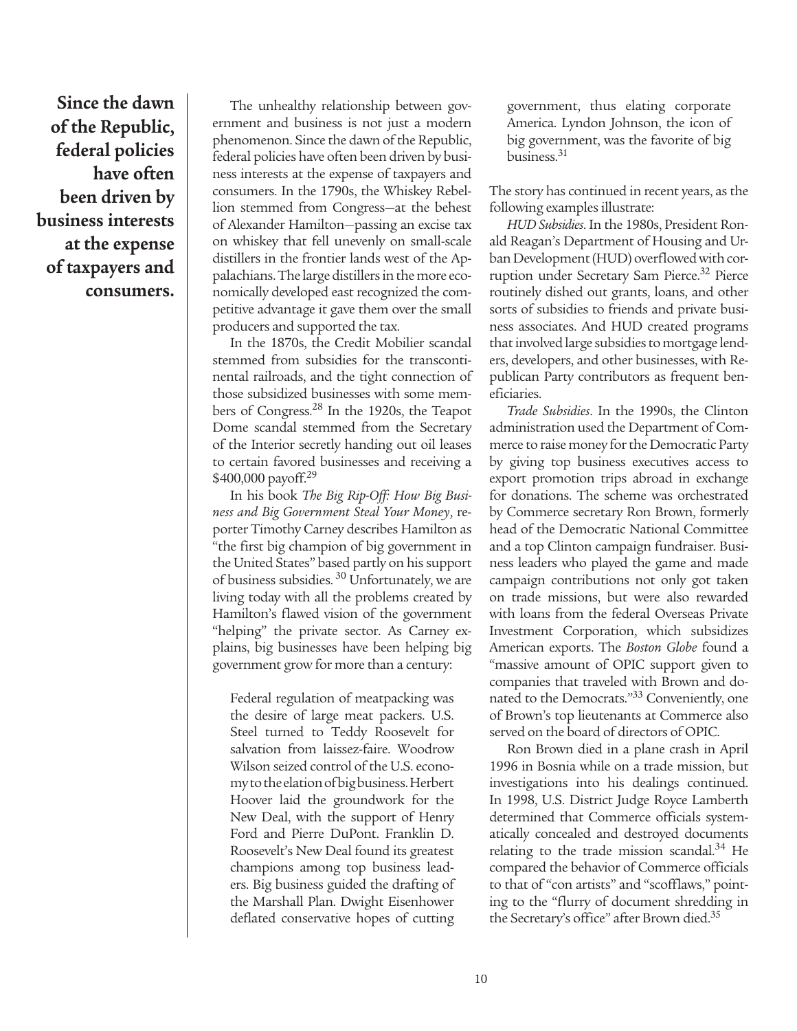**Since the dawn of the Republic, federal policies have often been driven by business interests at the expense of taxpayers and consumers.**

The unhealthy relationship between government and business is not just a modern phenomenon. Since the dawn of the Republic, federal policies have often been driven by business interests at the expense of taxpayers and consumers. In the 1790s, the Whiskey Rebellion stemmed from Congress—at the behest of Alexander Hamilton—passing an excise tax on whiskey that fell unevenly on small-scale distillers in the frontier lands west of the Appalachians. The large distillers in the more economically developed east recognized the competitive advantage it gave them over the small producers and supported the tax.

In the 1870s, the Credit Mobilier scandal stemmed from subsidies for the transcontinental railroads, and the tight connection of those subsidized businesses with some members of Congress.[28] In the 1920s, the Teapot Dome scandal stemmed from the Secretary of the Interior secretly handing out oil leases to certain favored businesses and receiving a $400,000 payoff.[29]

In his book *The Big Rip-Off: How Big Business and Big Government Steal Your Money*, reporter Timothy Carney describes Hamilton as "the first big champion of big government in the United States" based partly on his support of business subsidies.[30] Unfortunately, we are living today with all the problems created by Hamilton's flawed vision of the government "helping" the private sector. As Carney explains, big businesses have been helping big government grow for more than a century:

> Federal regulation of meatpacking was the desire of large meat packers. U.S. Steel turned to Teddy Roosevelt for salvation from laissez-faire. Woodrow Wilson seized control of the U.S. economy to the elation of big business. Herbert Hoover laid the groundwork for the New Deal, with the support of Henry Ford and Pierre DuPont. Franklin D. Roosevelt's New Deal found its greatest champions among top business leaders. Big business guided the drafting of the Marshall Plan. Dwight Eisenhower deflated conservative hopes of cutting government, thus elating corporate America. Lyndon Johnson, the icon of big government, was the favorite of big business.[31]

The story has continued in recent years, as the following examples illustrate:

*HUD Subsidies*. In the 1980s, President Ronald Reagan's Department of Housing and Urban Development (HUD) overflowed with corruption under Secretary Sam Pierce.[32] Pierce routinely dished out grants, loans, and other sorts of subsidies to friends and private business associates. And HUD created programs that involved large subsidies to mortgage lenders, developers, and other businesses, with Republican Party contributors as frequent beneficiaries.

*Trade Subsidies*. In the 1990s, the Clinton administration used the Department of Commerce to raise money for the Democratic Party by giving top business executives access to export promotion trips abroad in exchange for donations. The scheme was orchestrated by Commerce secretary Ron Brown, formerly head of the Democratic National Committee and a top Clinton campaign fundraiser. Business leaders who played the game and made campaign contributions not only got taken on trade missions, but were also rewarded with loans from the federal Overseas Private Investment Corporation, which subsidizes American exports. The *Boston Globe* found a "massive amount of OPIC support given to companies that traveled with Brown and donated to the Democrats."[33] Conveniently, one of Brown's top lieutenants at Commerce also served on the board of directors of OPIC.

Ron Brown died in a plane crash in April 1996 in Bosnia while on a trade mission, but investigations into his dealings continued. In 1998, U.S. District Judge Royce Lamberth determined that Commerce officials systematically concealed and destroyed documents relating to the trade mission scandal.[34] He compared the behavior of Commerce officials to that of "con artists" and "scofflaws," pointing to the "flurry of document shredding in the Secretary's office" after Brown died.[35]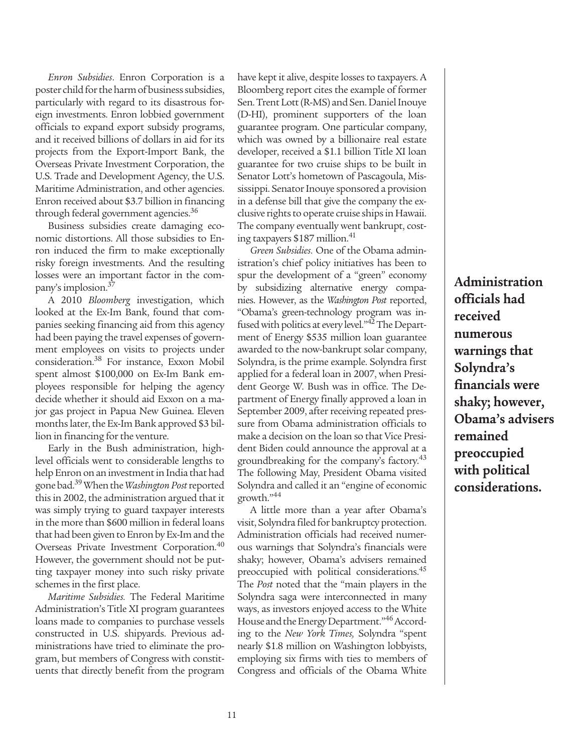*Enron Subsidies*. Enron Corporation is a poster child for the harm of business subsidies, particularly with regard to its disastrous foreign investments. Enron lobbied government officials to expand export subsidy programs, and it received billions of dollars in aid for its projects from the Export-Import Bank, the Overseas Private Investment Corporation, the U.S. Trade and Development Agency, the U.S. Maritime Administration, and other agencies. Enron received about $3.7 billion in financing through federal government agencies.[36]

Business subsidies create damaging economic distortions. All those subsidies to Enron induced the firm to make exceptionally risky foreign investments. And the resulting losses were an important factor in the company's implosion.[37]

A 2010 *Bloomberg* investigation, which looked at the Ex-Im Bank, found that companies seeking financing aid from this agency had been paying the travel expenses of government employees on visits to projects under consideration.[38] For instance, Exxon Mobil spent almost $100,000 on Ex-Im Bank employees responsible for helping the agency decide whether it should aid Exxon on a major gas project in Papua New Guinea. Eleven months later, the Ex-Im Bank approved $3 billion in financing for the venture.

Early in the Bush administration, high-level officials went to considerable lengths to help Enron on an investment in India that had gone bad.[39] When the *Washington Post* reported this in 2002, the administration argued that it was simply trying to guard taxpayer interests in the more than $600 million in federal loans that had been given to Enron by Ex-Im and the Overseas Private Investment Corporation.[40] However, the government should not be putting taxpayer money into such risky private schemes in the first place.

*Maritime Subsidies.* The Federal Maritime Administration's Title XI program guarantees loans made to companies to purchase vessels constructed in U.S. shipyards. Previous administrations have tried to eliminate the program, but members of Congress with constituents that directly benefit from the program have kept it alive, despite losses to taxpayers. A Bloomberg report cites the example of former Sen. Trent Lott (R-MS) and Sen. Daniel Inouye (D-HI), prominent supporters of the loan guarantee program. One particular company, which was owned by a billionaire real estate developer, received a $1.1 billion Title XI loan guarantee for two cruise ships to be built in Senator Lott's hometown of Pascagoula, Mississippi. Senator Inouye sponsored a provision in a defense bill that give the company the exclusive rights to operate cruise ships in Hawaii. The company eventually went bankrupt, costing taxpayers $187 million.[41]

*Green Subsidies.* One of the Obama administration's chief policy initiatives has been to spur the development of a "green" economy by subsidizing alternative energy companies. However, as the *Washington Post* reported, "Obama's green-technology program was infused with politics at every level."[42] The Department of Energy $535 million loan guarantee awarded to the now-bankrupt solar company, Solyndra, is the prime example. Solyndra first applied for a federal loan in 2007, when President George W. Bush was in office. The Department of Energy finally approved a loan in September 2009, after receiving repeated pressure from Obama administration officials to make a decision on the loan so that Vice President Biden could announce the approval at a groundbreaking for the company's factory.[43] The following May, President Obama visited Solyndra and called it an "engine of economic growth."[44]

A little more than a year after Obama's visit, Solyndra filed for bankruptcy protection. Administration officials had received numerous warnings that Solyndra's financials were shaky; however, Obama's advisers remained preoccupied with political considerations.[45] The *Post* noted that the "main players in the Solyndra saga were interconnected in many ways, as investors enjoyed access to the White House and the Energy Department."[46] According to the *New York Times,* Solyndra "spent nearly $1.8 million on Washington lobbyists, employing six firms with ties to members of Congress and officials of the Obama White

**Administration officials had received numerous warnings that Solyndra's financials were shaky; however, Obama's advisers remained preoccupied with political considerations.**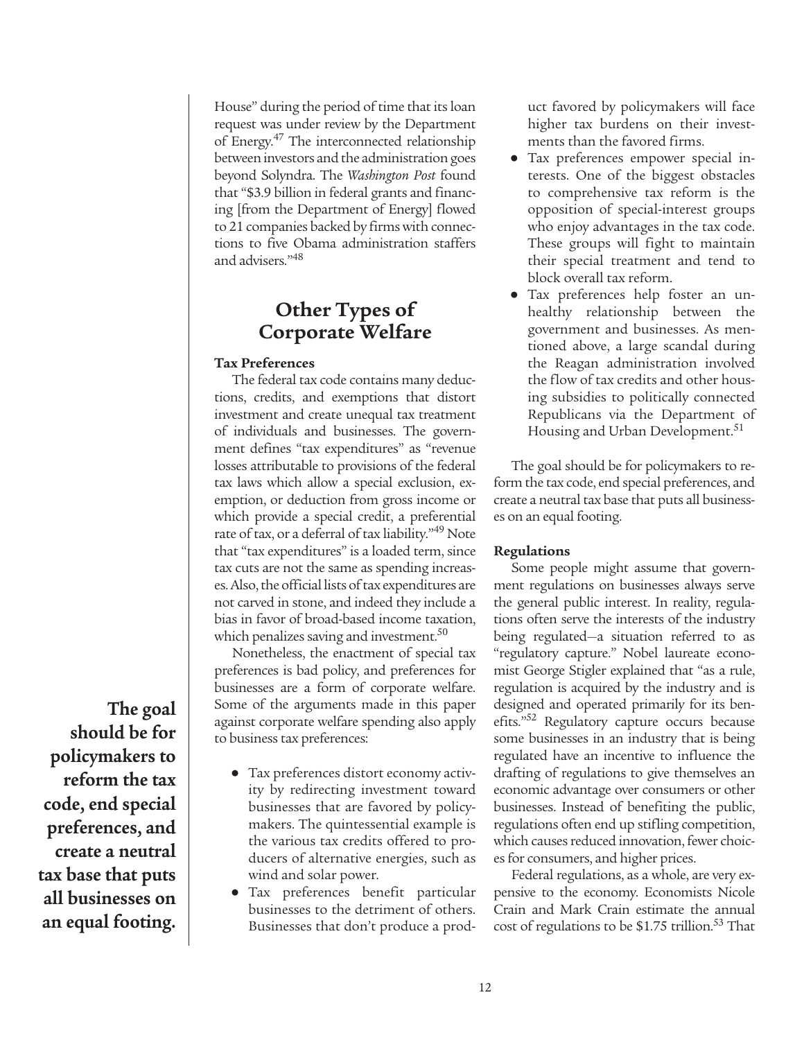House" during the period of time that its loan request was under review by the Department of Energy.[47] The interconnected relationship between investors and the administration goes beyond Solyndra. The *Washington Post* found that "$3.9 billion in federal grants and financing [from the Department of Energy] flowed to 21 companies backed by firms with connections to five Obama administration staffers and advisers."[48]

## Other Types of Corporate Welfare

### Tax Preferences

The federal tax code contains many deductions, credits, and exemptions that distort investment and create unequal tax treatment of individuals and businesses. The government defines "tax expenditures" as "revenue losses attributable to provisions of the federal tax laws which allow a special exclusion, exemption, or deduction from gross income or which provide a special credit, a preferential rate of tax, or a deferral of tax liability."[49] Note that "tax expenditures" is a loaded term, since tax cuts are not the same as spending increases. Also, the official lists of tax expenditures are not carved in stone, and indeed they include a bias in favor of broad-based income taxation, which penalizes saving and investment.[50]

Nonetheless, the enactment of special tax preferences is bad policy, and preferences for businesses are a form of corporate welfare. Some of the arguments made in this paper against corporate welfare spending also apply to business tax preferences:

- Tax preferences distort economy activity by redirecting investment toward businesses that are favored by policymakers. The quintessential example is the various tax credits offered to producers of alternative energies, such as wind and solar power.
- Tax preferences benefit particular businesses to the detriment of others. Businesses that don't produce a product favored by policymakers will face higher tax burdens on their investments than the favored firms.
- Tax preferences empower special interests. One of the biggest obstacles to comprehensive tax reform is the opposition of special-interest groups who enjoy advantages in the tax code. These groups will fight to maintain their special treatment and tend to block overall tax reform.
- Tax preferences help foster an unhealthy relationship between the government and businesses. As mentioned above, a large scandal during the Reagan administration involved the flow of tax credits and other housing subsidies to politically connected Republicans via the Department of Housing and Urban Development.[51]

The goal should be for policymakers to reform the tax code, end special preferences, and create a neutral tax base that puts all businesses on an equal footing.

**The goal should be for policymakers to reform the tax code, end special preferences, and create a neutral tax base that puts all businesses on an equal footing.**

### Regulations

Some people might assume that government regulations on businesses always serve the general public interest. In reality, regulations often serve the interests of the industry being regulated—a situation referred to as "regulatory capture." Nobel laureate economist George Stigler explained that "as a rule, regulation is acquired by the industry and is designed and operated primarily for its benefits."[52] Regulatory capture occurs because some businesses in an industry that is being regulated have an incentive to influence the drafting of regulations to give themselves an economic advantage over consumers or other businesses. Instead of benefiting the public, regulations often end up stifling competition, which causes reduced innovation, fewer choices for consumers, and higher prices.

Federal regulations, as a whole, are very expensive to the economy. Economists Nicole Crain and Mark Crain estimate the annual cost of regulations to be $1.75 trillion.[53] That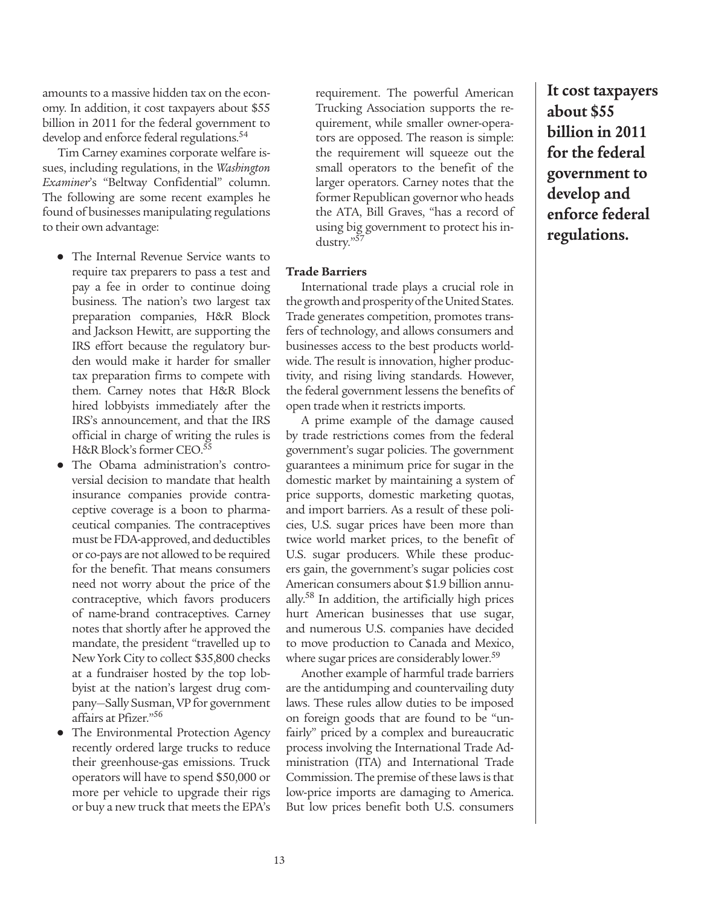amounts to a massive hidden tax on the economy. In addition, it cost taxpayers about $55 billion in 2011 for the federal government to develop and enforce federal regulations.[54]

Tim Carney examines corporate welfare issues, including regulations, in the *Washington Examiner*'s "Beltway Confidential" column. The following are some recent examples he found of businesses manipulating regulations to their own advantage:

- The Internal Revenue Service wants to require tax preparers to pass a test and pay a fee in order to continue doing business. The nation's two largest tax preparation companies, H&R Block and Jackson Hewitt, are supporting the IRS effort because the regulatory burden would make it harder for smaller tax preparation firms to compete with them. Carney notes that H&R Block hired lobbyists immediately after the IRS's announcement, and that the IRS official in charge of writing the rules is H&R Block's former CEO.[55]
- The Obama administration's controversial decision to mandate that health insurance companies provide contraceptive coverage is a boon to pharmaceutical companies. The contraceptives must be FDA-approved, and deductibles or co-pays are not allowed to be required for the benefit. That means consumers need not worry about the price of the contraceptive, which favors producers of name-brand contraceptives. Carney notes that shortly after he approved the mandate, the president "travelled up to New York City to collect $35,800 checks at a fundraiser hosted by the top lobbyist at the nation's largest drug company—Sally Susman, VP for government affairs at Pfizer."[56]
- The Environmental Protection Agency recently ordered large trucks to reduce their greenhouse-gas emissions. Truck operators will have to spend $50,000 or more per vehicle to upgrade their rigs or buy a new truck that meets the EPA's requirement. The powerful American Trucking Association supports the requirement, while smaller owner-operators are opposed. The reason is simple: the requirement will squeeze out the small operators to the benefit of the larger operators. Carney notes that the former Republican governor who heads the ATA, Bill Graves, "has a record of using big government to protect his industry."[57]

**Trade Barriers**

International trade plays a crucial role in the growth and prosperity of the United States. Trade generates competition, promotes transfers of technology, and allows consumers and businesses access to the best products worldwide. The result is innovation, higher productivity, and rising living standards. However, the federal government lessens the benefits of open trade when it restricts imports.

A prime example of the damage caused by trade restrictions comes from the federal government's sugar policies. The government guarantees a minimum price for sugar in the domestic market by maintaining a system of price supports, domestic marketing quotas, and import barriers. As a result of these policies, U.S. sugar prices have been more than twice world market prices, to the benefit of U.S. sugar producers. While these producers gain, the government's sugar policies cost American consumers about $1.9 billion annually.[58] In addition, the artificially high prices hurt American businesses that use sugar, and numerous U.S. companies have decided to move production to Canada and Mexico, where sugar prices are considerably lower.[59]

Another example of harmful trade barriers are the antidumping and countervailing duty laws. These rules allow duties to be imposed on foreign goods that are found to be "unfairly" priced by a complex and bureaucratic process involving the International Trade Administration (ITA) and International Trade Commission. The premise of these laws is that low-price imports are damaging to America. But low prices benefit both U.S. consumers

**It cost taxpayers about $55 billion in 2011 for the federal government to develop and enforce federal regulations.**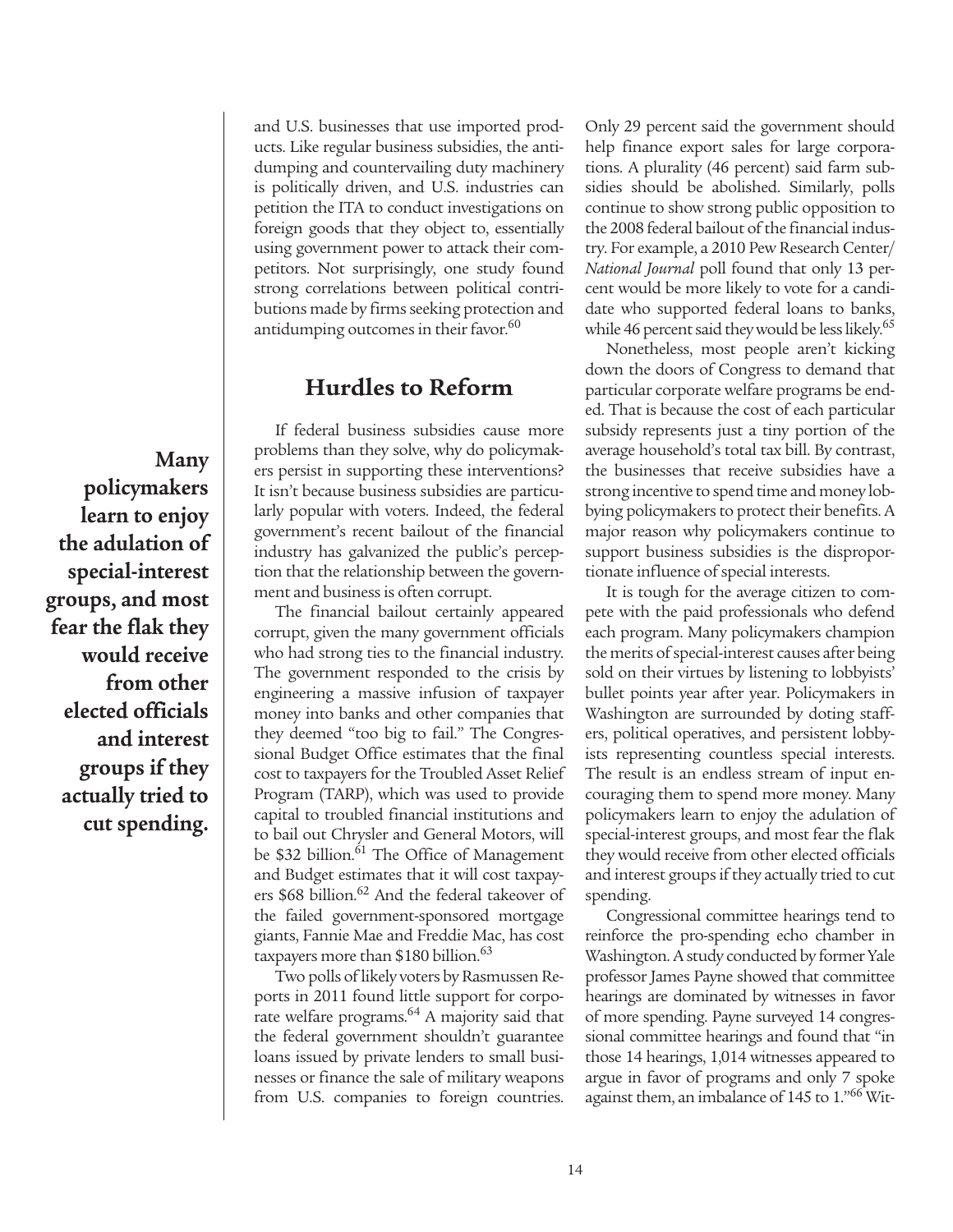and U.S. businesses that use imported products. Like regular business subsidies, the antidumping and countervailing duty machinery is politically driven, and U.S. industries can petition the ITA to conduct investigations on foreign goods that they object to, essentially using government power to attack their competitors. Not surprisingly, one study found strong correlations between political contributions made by firms seeking protection and antidumping outcomes in their favor.[60]

## Hurdles to Reform

**Many policymakers learn to enjoy the adulation of special-interest groups, and most fear the flak they would receive from other elected officials and interest groups if they actually tried to cut spending.**

If federal business subsidies cause more problems than they solve, why do policymakers persist in supporting these interventions? It isn't because business subsidies are particularly popular with voters. Indeed, the federal government's recent bailout of the financial industry has galvanized the public's perception that the relationship between the government and business is often corrupt.

The financial bailout certainly appeared corrupt, given the many government officials who had strong ties to the financial industry. The government responded to the crisis by engineering a massive infusion of taxpayer money into banks and other companies that they deemed "too big to fail." The Congressional Budget Office estimates that the final cost to taxpayers for the Troubled Asset Relief Program (TARP), which was used to provide capital to troubled financial institutions and to bail out Chrysler and General Motors, will be $32 billion.[61] The Office of Management and Budget estimates that it will cost taxpayers $68 billion.[62] And the federal takeover of the failed government-sponsored mortgage giants, Fannie Mae and Freddie Mac, has cost taxpayers more than $180 billion.[63]

Two polls of likely voters by Rasmussen Reports in 2011 found little support for corporate welfare programs.[64] A majority said that the federal government shouldn't guarantee loans issued by private lenders to small businesses or finance the sale of military weapons from U.S. companies to foreign countries. Only 29 percent said the government should help finance export sales for large corporations. A plurality (46 percent) said farm subsidies should be abolished. Similarly, polls continue to show strong public opposition to the 2008 federal bailout of the financial industry. For example, a 2010 Pew Research Center/*National Journal* poll found that only 13 percent would be more likely to vote for a candidate who supported federal loans to banks, while 46 percent said they would be less likely.[65]

Nonetheless, most people aren't kicking down the doors of Congress to demand that particular corporate welfare programs be ended. That is because the cost of each particular subsidy represents just a tiny portion of the average household's total tax bill. By contrast, the businesses that receive subsidies have a strong incentive to spend time and money lobbying policymakers to protect their benefits. A major reason why policymakers continue to support business subsidies is the disproportionate influence of special interests.

It is tough for the average citizen to compete with the paid professionals who defend each program. Many policymakers champion the merits of special-interest causes after being sold on their virtues by listening to lobbyists' bullet points year after year. Policymakers in Washington are surrounded by doting staffers, political operatives, and persistent lobbyists representing countless special interests. The result is an endless stream of input encouraging them to spend more money. Many policymakers learn to enjoy the adulation of special-interest groups, and most fear the flak they would receive from other elected officials and interest groups if they actually tried to cut spending.

Congressional committee hearings tend to reinforce the pro-spending echo chamber in Washington. A study conducted by former Yale professor James Payne showed that committee hearings are dominated by witnesses in favor of more spending. Payne surveyed 14 congressional committee hearings and found that "in those 14 hearings, 1,014 witnesses appeared to argue in favor of programs and only 7 spoke against them, an imbalance of 145 to 1."[66] Wit-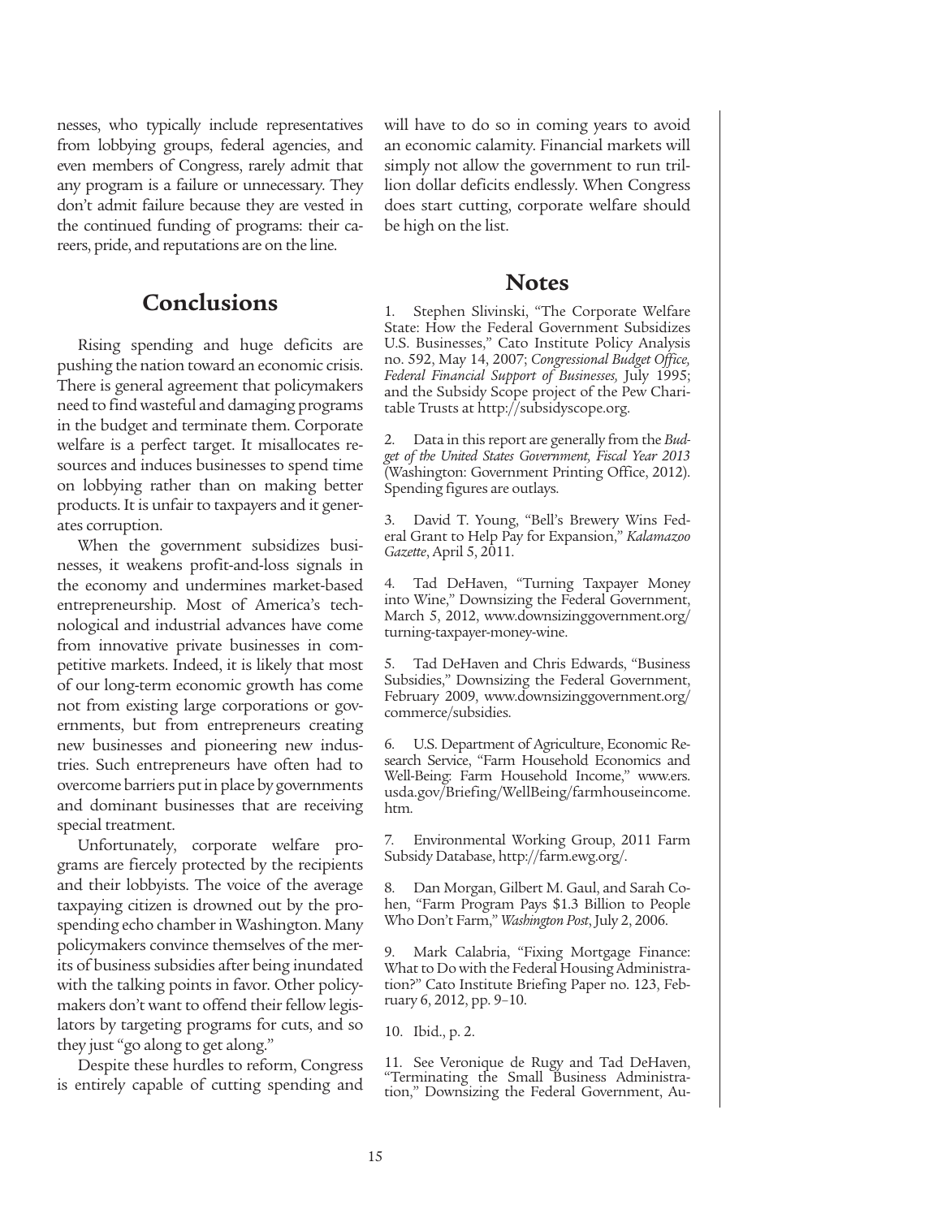nesses, who typically include representatives from lobbying groups, federal agencies, and even members of Congress, rarely admit that any program is a failure or unnecessary. They don't admit failure because they are vested in the continued funding of programs: their careers, pride, and reputations are on the line.

## Conclusions

Rising spending and huge deficits are pushing the nation toward an economic crisis. There is general agreement that policymakers need to find wasteful and damaging programs in the budget and terminate them. Corporate welfare is a perfect target. It misallocates resources and induces businesses to spend time on lobbying rather than on making better products. It is unfair to taxpayers and it generates corruption.

When the government subsidizes businesses, it weakens profit-and-loss signals in the economy and undermines market-based entrepreneurship. Most of America's technological and industrial advances have come from innovative private businesses in competitive markets. Indeed, it is likely that most of our long-term economic growth has come not from existing large corporations or governments, but from entrepreneurs creating new businesses and pioneering new industries. Such entrepreneurs have often had to overcome barriers put in place by governments and dominant businesses that are receiving special treatment.

Unfortunately, corporate welfare programs are fiercely protected by the recipients and their lobbyists. The voice of the average taxpaying citizen is drowned out by the pro-spending echo chamber in Washington. Many policymakers convince themselves of the merits of business subsidies after being inundated with the talking points in favor. Other policymakers don't want to offend their fellow legislators by targeting programs for cuts, and so they just "go along to get along."

Despite these hurdles to reform, Congress is entirely capable of cutting spending and will have to do so in coming years to avoid an economic calamity. Financial markets will simply not allow the government to run trillion dollar deficits endlessly. When Congress does start cutting, corporate welfare should be high on the list.

## Notes

1. Stephen Slivinski, "The Corporate Welfare State: How the Federal Government Subsidizes U.S. Businesses," Cato Institute Policy Analysis no. 592, May 14, 2007; *Congressional Budget Office, Federal Financial Support of Businesses,* July 1995; and the Subsidy Scope project of the Pew Charitable Trusts at http://subsidyscope.org.

2. Data in this report are generally from the *Budget of the United States Government, Fiscal Year 2013* (Washington: Government Printing Office, 2012). Spending figures are outlays.

3. David T. Young, "Bell's Brewery Wins Federal Grant to Help Pay for Expansion," *Kalamazoo Gazette*, April 5, 2011.

4. Tad DeHaven, "Turning Taxpayer Money into Wine," Downsizing the Federal Government, March 5, 2012, www.downsizinggovernment.org/turning-taxpayer-money-wine.

5. Tad DeHaven and Chris Edwards, "Business Subsidies," Downsizing the Federal Government, February 2009, www.downsizinggovernment.org/commerce/subsidies.

6. U.S. Department of Agriculture, Economic Research Service, "Farm Household Economics and Well-Being: Farm Household Income," www.ers.usda.gov/Briefing/WellBeing/farmhouseincome.htm.

7. Environmental Working Group, 2011 Farm Subsidy Database, http://farm.ewg.org/.

8. Dan Morgan, Gilbert M. Gaul, and Sarah Cohen, "Farm Program Pays $1.3 Billion to People Who Don't Farm," *Washington Post*, July 2, 2006.

9. Mark Calabria, "Fixing Mortgage Finance: What to Do with the Federal Housing Administration?" Cato Institute Briefing Paper no. 123, February 6, 2012, pp. 9–10.

10. Ibid., p. 2.

11. See Veronique de Rugy and Tad DeHaven, "Terminating the Small Business Administration," Downsizing the Federal Government, Au-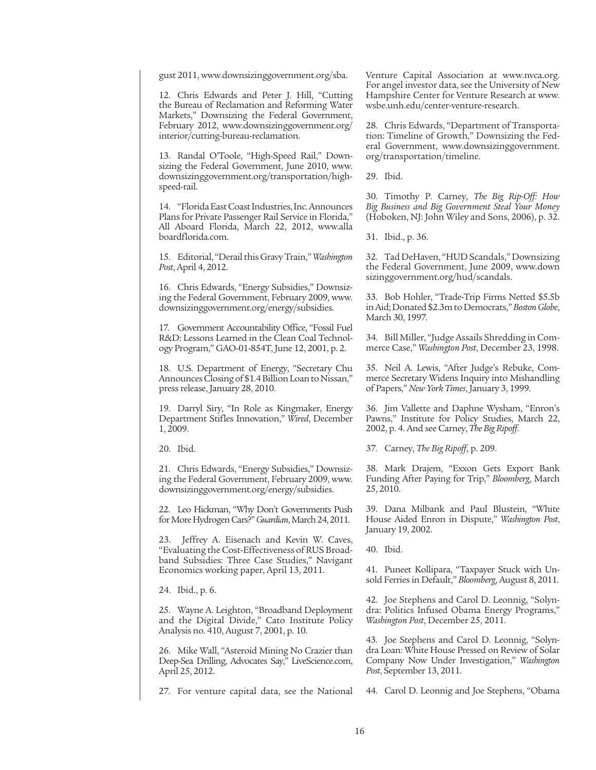gust 2011, www.downsizinggovernment.org/sba.

12. Chris Edwards and Peter J. Hill, "Cutting the Bureau of Reclamation and Reforming Water Markets," Downsizing the Federal Government, February 2012, www.downsizinggovernment.org/interior/cutting-bureau-reclamation.

13. Randal O'Toole, "High-Speed Rail," Downsizing the Federal Government, June 2010, www.downsizinggovernment.org/transportation/high-speed-rail.

14. "Florida East Coast Industries, Inc. Announces Plans for Private Passenger Rail Service in Florida," All Aboard Florida, March 22, 2012, www.allaboardflorida.com.

15. Editorial, "Derail this Gravy Train," *Washington Post*, April 4, 2012.

16. Chris Edwards, "Energy Subsidies," Downsizing the Federal Government, February 2009, www.downsizinggovernment.org/energy/subsidies.

17. Government Accountability Office, "Fossil Fuel R&D: Lessons Learned in the Clean Coal Technology Program," GAO-01-854T, June 12, 2001, p. 2.

18. U.S. Department of Energy, "Secretary Chu Announces Closing of $1.4 Billion Loan to Nissan," press release, January 28, 2010.

19. Darryl Siry, "In Role as Kingmaker, Energy Department Stifles Innovation," *Wired*, December 1, 2009.

20. Ibid.

21. Chris Edwards, "Energy Subsidies," Downsizing the Federal Government, February 2009, www.downsizinggovernment.org/energy/subsidies.

22. Leo Hickman, "Why Don't Governments Push for More Hydrogen Cars?" *Guardian*, March 24, 2011.

23. Jeffrey A. Eisenach and Kevin W. Caves, "Evaluating the Cost-Effectiveness of RUS Broadband Subsidies: Three Case Studies," Navigant Economics working paper, April 13, 2011.

24. Ibid., p. 6.

25. Wayne A. Leighton, "Broadband Deployment and the Digital Divide," Cato Institute Policy Analysis no. 410, August 7, 2001, p. 10.

26. Mike Wall, "Asteroid Mining No Crazier than Deep-Sea Drilling, Advocates Say," LiveScience.com, April 25, 2012.

27. For venture capital data, see the National Venture Capital Association at www.nvca.org. For angel investor data, see the University of New Hampshire Center for Venture Research at www.wsbe.unh.edu/center-venture-research.

28. Chris Edwards, "Department of Transportation: Timeline of Growth," Downsizing the Federal Government, www.downsizinggovernment.org/transportation/timeline.

29. Ibid.

30. Timothy P. Carney, *The Big Rip-Off: How Big Business and Big Government Steal Your Money* (Hoboken, NJ: John Wiley and Sons, 2006), p. 32.

31. Ibid., p. 36.

32. Tad DeHaven, "HUD Scandals," Downsizing the Federal Government, June 2009, www.downsizinggovernment.org/hud/scandals.

33. Bob Hohler, "Trade-Trip Firms Netted $5.5b in Aid; Donated $2.3m to Democrats," *Boston Globe*, March 30, 1997.

34. Bill Miller, "Judge Assails Shredding in Commerce Case," *Washington Post*, December 23, 1998.

35. Neil A. Lewis, "After Judge's Rebuke, Commerce Secretary Widens Inquiry into Mishandling of Papers," *New York Times*, January 3, 1999.

36. Jim Vallette and Daphne Wysham, "Enron's Pawns," Institute for Policy Studies, March 22, 2002, p. 4. And see Carney, *The Big Ripoff*.

37. Carney, *The Big Ripoff*, p. 209.

38. Mark Drajem, "Exxon Gets Export Bank Funding After Paying for Trip," *Bloomberg*, March 25, 2010.

39. Dana Milbank and Paul Blustein, "White House Aided Enron in Dispute," *Washington Post*, January 19, 2002.

40. Ibid.

41. Puneet Kollipara, "Taxpayer Stuck with Unsold Ferries in Default," *Bloomberg*, August 8, 2011.

42. Joe Stephens and Carol D. Leonnig, "Solyndra: Politics Infused Obama Energy Programs," *Washington Post*, December 25, 2011.

43. Joe Stephens and Carol D. Leonnig, "Solyndra Loan: White House Pressed on Review of Solar Company Now Under Investigation," *Washington Post*, September 13, 2011.

44. Carol D. Leonnig and Joe Stephens, "Obama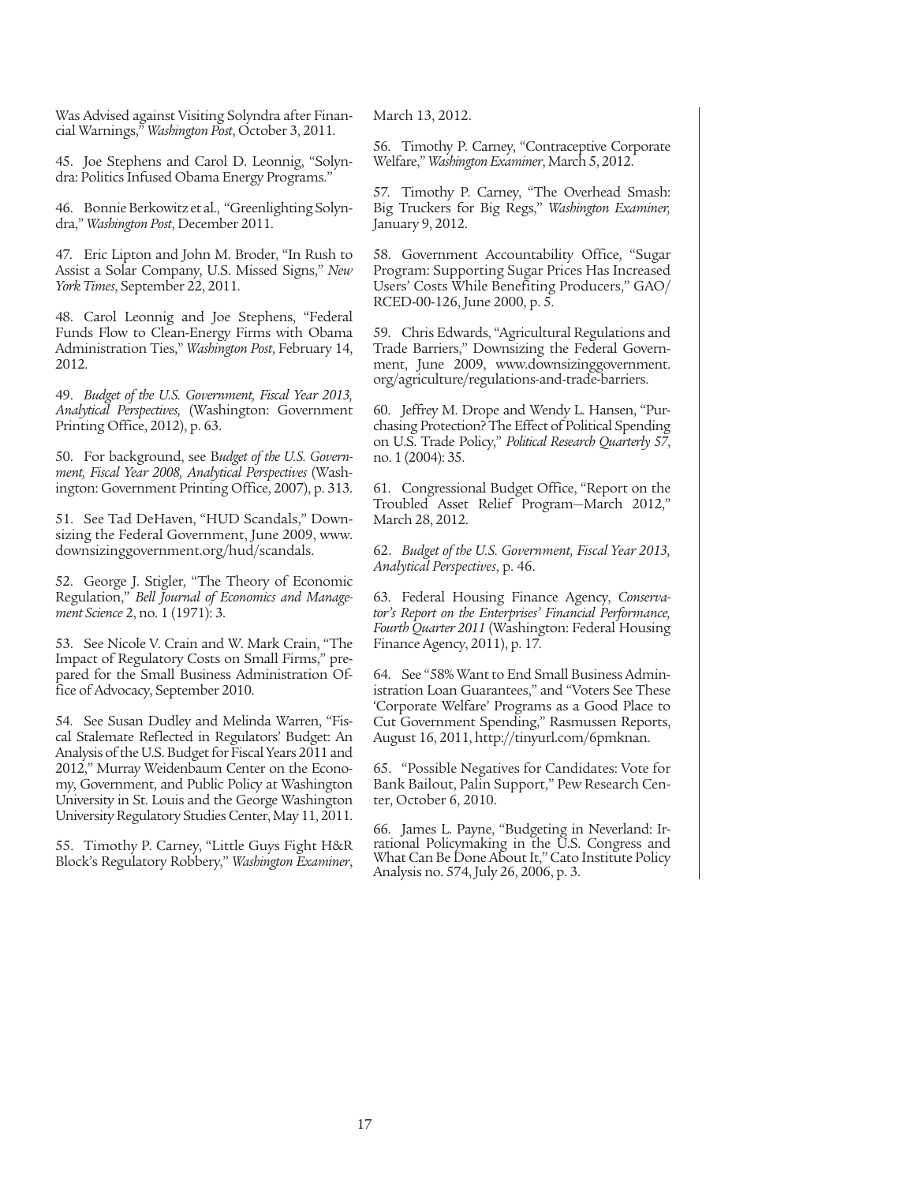Was Advised against Visiting Solyndra after Financial Warnings," *Washington Post*, October 3, 2011.

45. Joe Stephens and Carol D. Leonnig, "Solyndra: Politics Infused Obama Energy Programs."

46. Bonnie Berkowitz et al., "Greenlighting Solyndra," *Washington Post*, December 2011.

47. Eric Lipton and John M. Broder, "In Rush to Assist a Solar Company, U.S. Missed Signs," *New York Times*, September 22, 2011.

48. Carol Leonnig and Joe Stephens, "Federal Funds Flow to Clean-Energy Firms with Obama Administration Ties," *Washington Post*, February 14, 2012.

49. *Budget of the U.S. Government, Fiscal Year 2013, Analytical Perspectives,* (Washington: Government Printing Office, 2012), p. 63.

50. For background, see B*udget of the U.S. Government, Fiscal Year 2008, Analytical Perspectives* (Washington: Government Printing Office, 2007), p. 313.

51. See Tad DeHaven, "HUD Scandals," Downsizing the Federal Government, June 2009, www.downsizinggovernment.org/hud/scandals.

52. George J. Stigler, "The Theory of Economic Regulation," *Bell Journal of Economics and Management Science* 2, no. 1 (1971): 3.

53. See Nicole V. Crain and W. Mark Crain, "The Impact of Regulatory Costs on Small Firms," prepared for the Small Business Administration Office of Advocacy, September 2010.

54. See Susan Dudley and Melinda Warren, "Fiscal Stalemate Reflected in Regulators' Budget: An Analysis of the U.S. Budget for Fiscal Years 2011 and 2012," Murray Weidenbaum Center on the Economy, Government, and Public Policy at Washington University in St. Louis and the George Washington University Regulatory Studies Center, May 11, 2011.

55. Timothy P. Carney, "Little Guys Fight H&R Block's Regulatory Robbery," *Washington Examiner*, March 13, 2012.

56. Timothy P. Carney, "Contraceptive Corporate Welfare," *Washington Examiner*, March 5, 2012.

57. Timothy P. Carney, "The Overhead Smash: Big Truckers for Big Regs," *Washington Examiner,* January 9, 2012.

58. Government Accountability Office, "Sugar Program: Supporting Sugar Prices Has Increased Users' Costs While Benefiting Producers," GAO/RCED-00-126, June 2000, p. 5.

59. Chris Edwards, "Agricultural Regulations and Trade Barriers," Downsizing the Federal Government, June 2009, www.downsizinggovernment.org/agriculture/regulations-and-trade-barriers.

60. Jeffrey M. Drope and Wendy L. Hansen, "Purchasing Protection? The Effect of Political Spending on U.S. Trade Policy," *Political Research Quarterly 57*, no. 1 (2004): 35.

61. Congressional Budget Office, "Report on the Troubled Asset Relief Program—March 2012," March 28, 2012.

62. *Budget of the U.S. Government, Fiscal Year 2013, Analytical Perspectives*, p. 46.

63. Federal Housing Finance Agency, *Conservator's Report on the Enterprises' Financial Performance, Fourth Quarter 2011* (Washington: Federal Housing Finance Agency, 2011), p. 17.

64. See "58% Want to End Small Business Administration Loan Guarantees," and "Voters See These 'Corporate Welfare' Programs as a Good Place to Cut Government Spending," Rasmussen Reports, August 16, 2011, http://tinyurl.com/6pmknan.

65. "Possible Negatives for Candidates: Vote for Bank Bailout, Palin Support," Pew Research Center, October 6, 2010.

66. James L. Payne, "Budgeting in Neverland: Irrational Policymaking in the U.S. Congress and What Can Be Done About It," Cato Institute Policy Analysis no. 574, July 26, 2006, p. 3.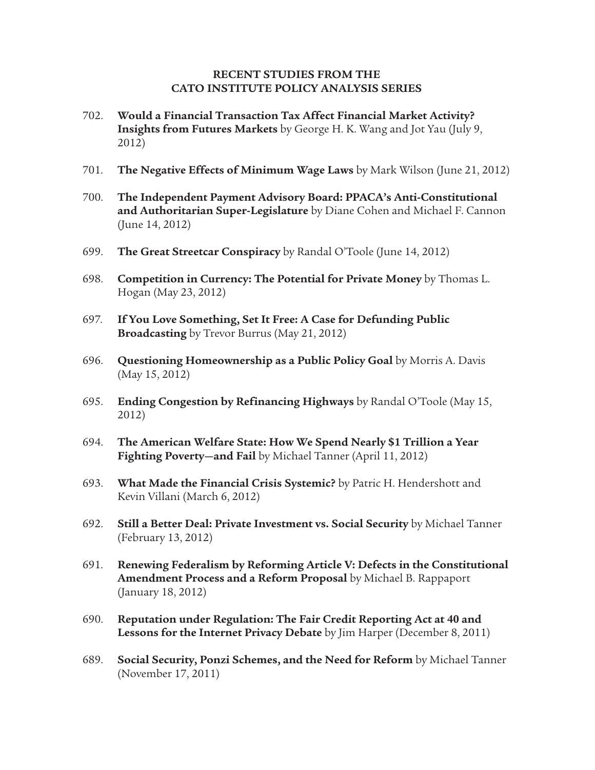# RECENT STUDIES FROM THE CATO INSTITUTE POLICY ANALYSIS SERIES

702. **Would a Financial Transaction Tax Affect Financial Market Activity? Insights from Futures Markets** by George H. K. Wang and Jot Yau (July 9, 2012)

701. **The Negative Effects of Minimum Wage Laws** by Mark Wilson (June 21, 2012)

700. **The Independent Payment Advisory Board: PPACA's Anti-Constitutional and Authoritarian Super-Legislature** by Diane Cohen and Michael F. Cannon (June 14, 2012)

699. **The Great Streetcar Conspiracy** by Randal O'Toole (June 14, 2012)

698. **Competition in Currency: The Potential for Private Money** by Thomas L. Hogan (May 23, 2012)

697. **If You Love Something, Set It Free: A Case for Defunding Public Broadcasting** by Trevor Burrus (May 21, 2012)

696. **Questioning Homeownership as a Public Policy Goal** by Morris A. Davis (May 15, 2012)

695. **Ending Congestion by Refinancing Highways** by Randal O'Toole (May 15, 2012)

694. **The American Welfare State: How We Spend Nearly $1 Trillion a Year Fighting Poverty—and Fail** by Michael Tanner (April 11, 2012)

693. **What Made the Financial Crisis Systemic?** by Patric H. Hendershott and Kevin Villani (March 6, 2012)

692. **Still a Better Deal: Private Investment vs. Social Security** by Michael Tanner (February 13, 2012)

691. **Renewing Federalism by Reforming Article V: Defects in the Constitutional Amendment Process and a Reform Proposal** by Michael B. Rappaport (January 18, 2012)

690. **Reputation under Regulation: The Fair Credit Reporting Act at 40 and Lessons for the Internet Privacy Debate** by Jim Harper (December 8, 2011)

689. **Social Security, Ponzi Schemes, and the Need for Reform** by Michael Tanner (November 17, 2011)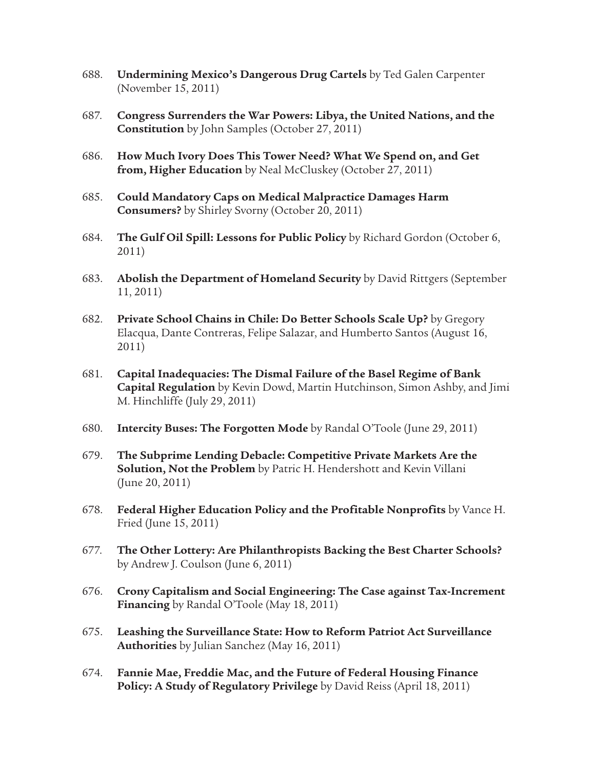688. **Undermining Mexico's Dangerous Drug Cartels** by Ted Galen Carpenter (November 15, 2011)

687. **Congress Surrenders the War Powers: Libya, the United Nations, and the Constitution** by John Samples (October 27, 2011)

686. **How Much Ivory Does This Tower Need? What We Spend on, and Get from, Higher Education** by Neal McCluskey (October 27, 2011)

685. **Could Mandatory Caps on Medical Malpractice Damages Harm Consumers?** by Shirley Svorny (October 20, 2011)

684. **The Gulf Oil Spill: Lessons for Public Policy** by Richard Gordon (October 6, 2011)

683. **Abolish the Department of Homeland Security** by David Rittgers (September 11, 2011)

682. **Private School Chains in Chile: Do Better Schools Scale Up?** by Gregory Elacqua, Dante Contreras, Felipe Salazar, and Humberto Santos (August 16, 2011)

681. **Capital Inadequacies: The Dismal Failure of the Basel Regime of Bank Capital Regulation** by Kevin Dowd, Martin Hutchinson, Simon Ashby, and Jimi M. Hinchliffe (July 29, 2011)

680. **Intercity Buses: The Forgotten Mode** by Randal O'Toole (June 29, 2011)

679. **The Subprime Lending Debacle: Competitive Private Markets Are the Solution, Not the Problem** by Patric H. Hendershott and Kevin Villani (June 20, 2011)

678. **Federal Higher Education Policy and the Profitable Nonprofits** by Vance H. Fried (June 15, 2011)

677. **The Other Lottery: Are Philanthropists Backing the Best Charter Schools?** by Andrew J. Coulson (June 6, 2011)

676. **Crony Capitalism and Social Engineering: The Case against Tax-Increment Financing** by Randal O'Toole (May 18, 2011)

675. **Leashing the Surveillance State: How to Reform Patriot Act Surveillance Authorities** by Julian Sanchez (May 16, 2011)

674. **Fannie Mae, Freddie Mac, and the Future of Federal Housing Finance Policy: A Study of Regulatory Privilege** by David Reiss (April 18, 2011)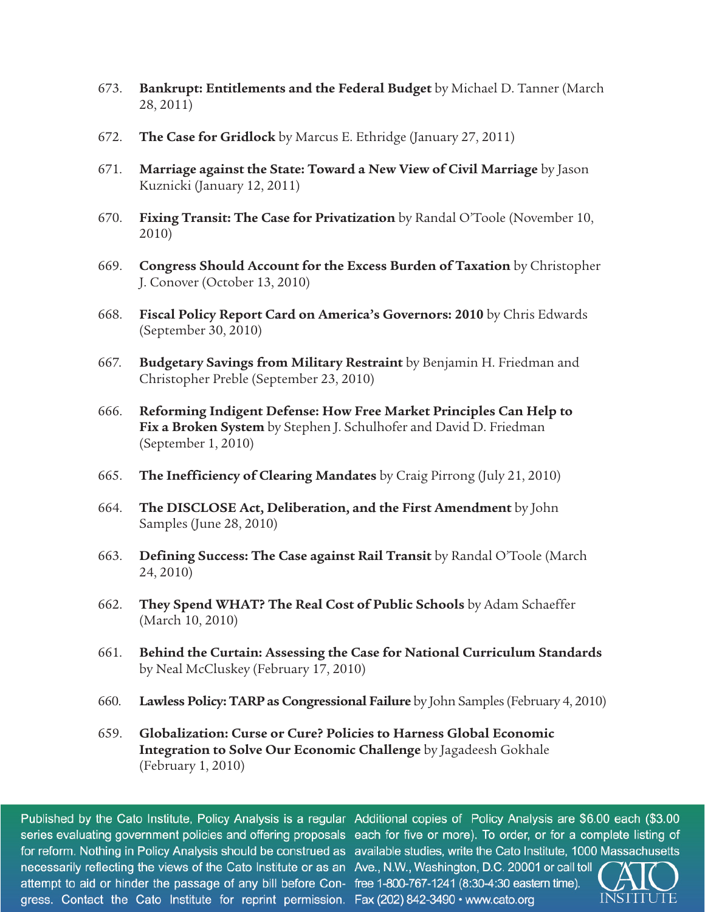673. **Bankrupt: Entitlements and the Federal Budget** by Michael D. Tanner (March 28, 2011)

672. **The Case for Gridlock** by Marcus E. Ethridge (January 27, 2011)

671. **Marriage against the State: Toward a New View of Civil Marriage** by Jason Kuznicki (January 12, 2011)

670. **Fixing Transit: The Case for Privatization** by Randal O'Toole (November 10, 2010)

669. **Congress Should Account for the Excess Burden of Taxation** by Christopher J. Conover (October 13, 2010)

668. **Fiscal Policy Report Card on America's Governors: 2010** by Chris Edwards (September 30, 2010)

667. **Budgetary Savings from Military Restraint** by Benjamin H. Friedman and Christopher Preble (September 23, 2010)

666. **Reforming Indigent Defense: How Free Market Principles Can Help to Fix a Broken System** by Stephen J. Schulhofer and David D. Friedman (September 1, 2010)

665. **The Inefficiency of Clearing Mandates** by Craig Pirrong (July 21, 2010)

664. **The DISCLOSE Act, Deliberation, and the First Amendment** by John Samples (June 28, 2010)

663. **Defining Success: The Case against Rail Transit** by Randal O'Toole (March 24, 2010)

662. **They Spend WHAT? The Real Cost of Public Schools** by Adam Schaeffer (March 10, 2010)

661. **Behind the Curtain: Assessing the Case for National Curriculum Standards** by Neal McCluskey (February 17, 2010)

660. **Lawless Policy: TARP as Congressional Failure** by John Samples (February 4, 2010)

659. **Globalization: Curse or Cure? Policies to Harness Global Economic Integration to Solve Our Economic Challenge** by Jagadeesh Gokhale (February 1, 2010)

Published by the Cato Institute, Policy Analysis is a regular series evaluating government policies and offering proposals for reform. Nothing in Policy Analysis should be construed as necessarily reflecting the views of the Cato Institute or as an attempt to aid or hinder the passage of any bill before Congress. Contact the Cato Institute for reprint permission.

Additional copies of Policy Analysis are $6.00 each ($3.00 each for five or more). To order, or for a complete listing of available studies, write the Cato Institute, 1000 Massachusetts Ave., N.W., Washington, D.C. 20001 or call toll free 1-800-767-1241 (8:30-4:30 eastern time). Fax (202) 842-3490 • www.cato.org

CATO INSTITUTE